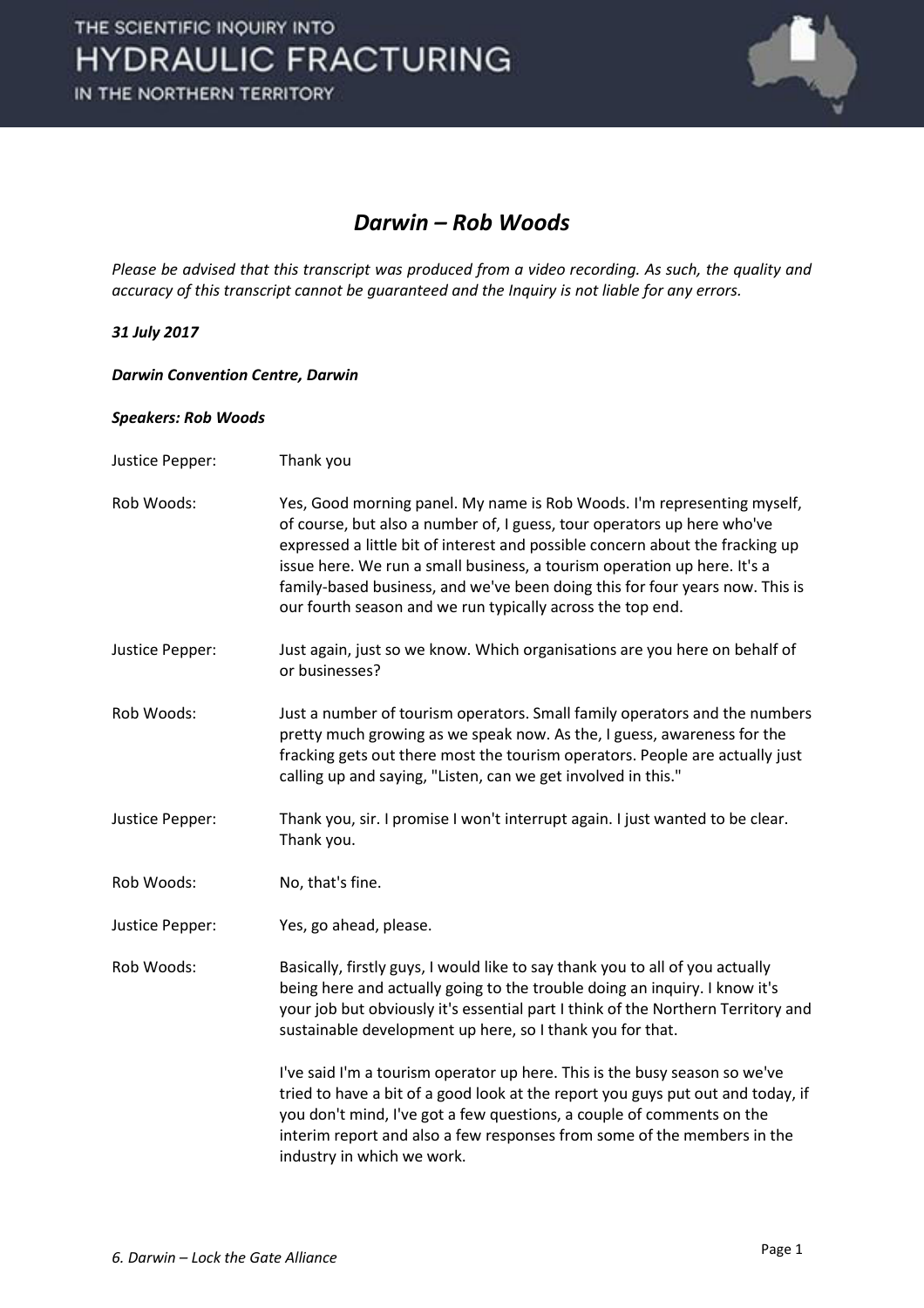# *Darwin – Rob Woods*

*Please be advised that this transcript was produced from a video recording. As such, the quality and accuracy of this transcript cannot be guaranteed and the Inquiry is not liable for any errors.*

***31 July 2017***

***Darwin Convention Centre, Darwin***

***Speakers: Rob Woods***

| | |
|---|---|
| Justice Pepper: | Thank you |
| Rob Woods: | Yes, Good morning panel. My name is Rob Woods. I'm representing myself, of course, but also a number of, I guess, tour operators up here who've expressed a little bit of interest and possible concern about the fracking up issue here. We run a small business, a tourism operation up here. It's a family-based business, and we've been doing this for four years now. This is our fourth season and we run typically across the top end. |
| Justice Pepper: | Just again, just so we know. Which organisations are you here on behalf of or businesses? |
| Rob Woods: | Just a number of tourism operators. Small family operators and the numbers pretty much growing as we speak now. As the, I guess, awareness for the fracking gets out there most the tourism operators. People are actually just calling up and saying, "Listen, can we get involved in this." |
| Justice Pepper: | Thank you, sir. I promise I won't interrupt again. I just wanted to be clear. Thank you. |
| Rob Woods: | No, that's fine. |
| Justice Pepper: | Yes, go ahead, please. |
| Rob Woods: | Basically, firstly guys, I would like to say thank you to all of you actually being here and actually going to the trouble doing an inquiry. I know it's your job but obviously it's essential part I think of the Northern Territory and sustainable development up here, so I thank you for that.<br><br>I've said I'm a tourism operator up here. This is the busy season so we've tried to have a bit of a good look at the report you guys put out and today, if you don't mind, I've got a few questions, a couple of comments on the interim report and also a few responses from some of the members in the industry in which we work. |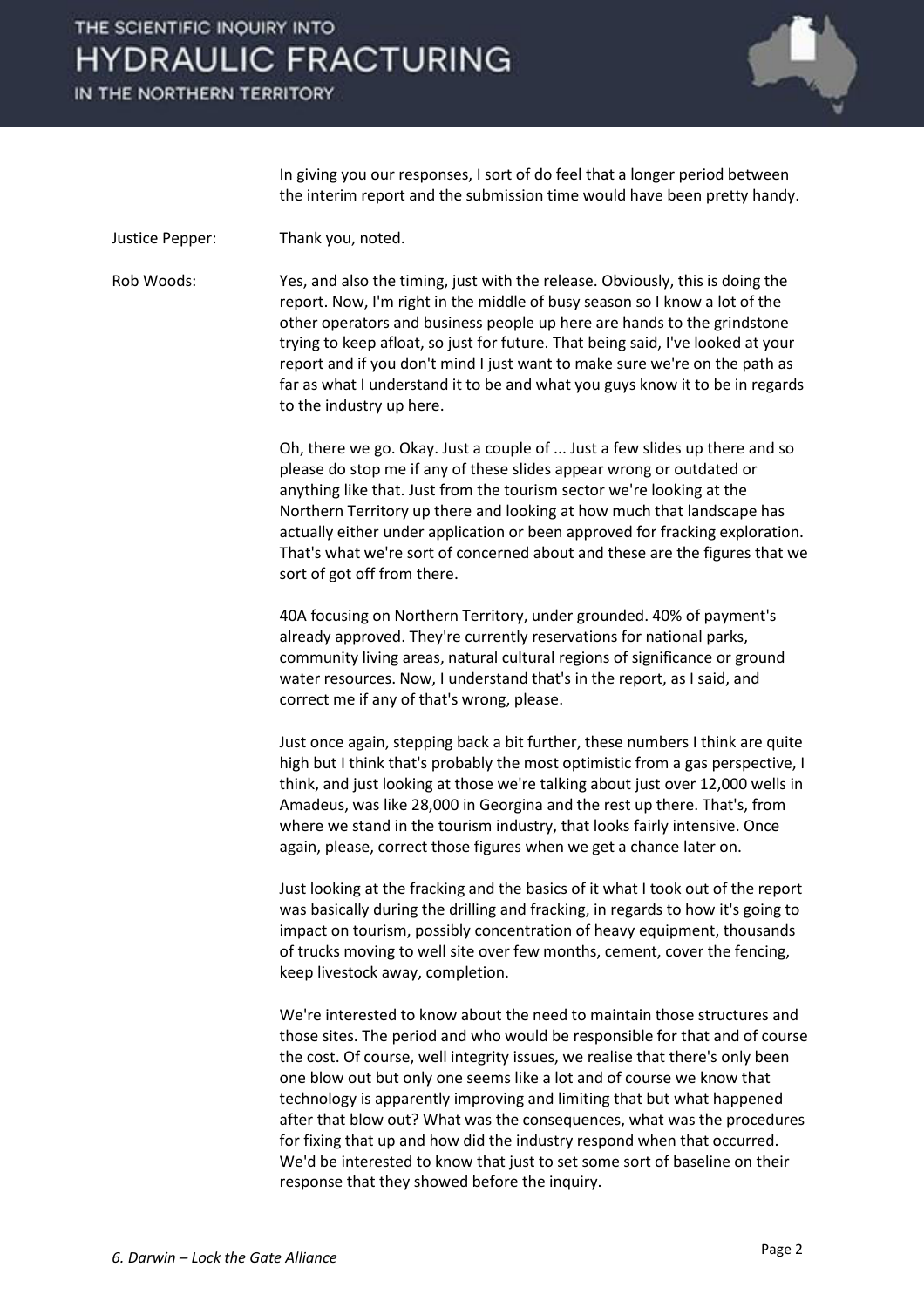In giving you our responses, I sort of do feel that a longer period between the interim report and the submission time would have been pretty handy.

Justice Pepper: Thank you, noted.

Rob Woods: Yes, and also the timing, just with the release. Obviously, this is doing the report. Now, I'm right in the middle of busy season so I know a lot of the other operators and business people up here are hands to the grindstone trying to keep afloat, so just for future. That being said, I've looked at your report and if you don't mind I just want to make sure we're on the path as far as what I understand it to be and what you guys know it to be in regards to the industry up here.

Oh, there we go. Okay. Just a couple of ... Just a few slides up there and so please do stop me if any of these slides appear wrong or outdated or anything like that. Just from the tourism sector we're looking at the Northern Territory up there and looking at how much that landscape has actually either under application or been approved for fracking exploration. That's what we're sort of concerned about and these are the figures that we sort of got off from there.

40A focusing on Northern Territory, under grounded. 40% of payment's already approved. They're currently reservations for national parks, community living areas, natural cultural regions of significance or ground water resources. Now, I understand that's in the report, as I said, and correct me if any of that's wrong, please.

Just once again, stepping back a bit further, these numbers I think are quite high but I think that's probably the most optimistic from a gas perspective, I think, and just looking at those we're talking about just over 12,000 wells in Amadeus, was like 28,000 in Georgina and the rest up there. That's, from where we stand in the tourism industry, that looks fairly intensive. Once again, please, correct those figures when we get a chance later on.

Just looking at the fracking and the basics of it what I took out of the report was basically during the drilling and fracking, in regards to how it's going to impact on tourism, possibly concentration of heavy equipment, thousands of trucks moving to well site over few months, cement, cover the fencing, keep livestock away, completion.

We're interested to know about the need to maintain those structures and those sites. The period and who would be responsible for that and of course the cost. Of course, well integrity issues, we realise that there's only been one blow out but only one seems like a lot and of course we know that technology is apparently improving and limiting that but what happened after that blow out? What was the consequences, what was the procedures for fixing that up and how did the industry respond when that occurred. We'd be interested to know that just to set some sort of baseline on their response that they showed before the inquiry.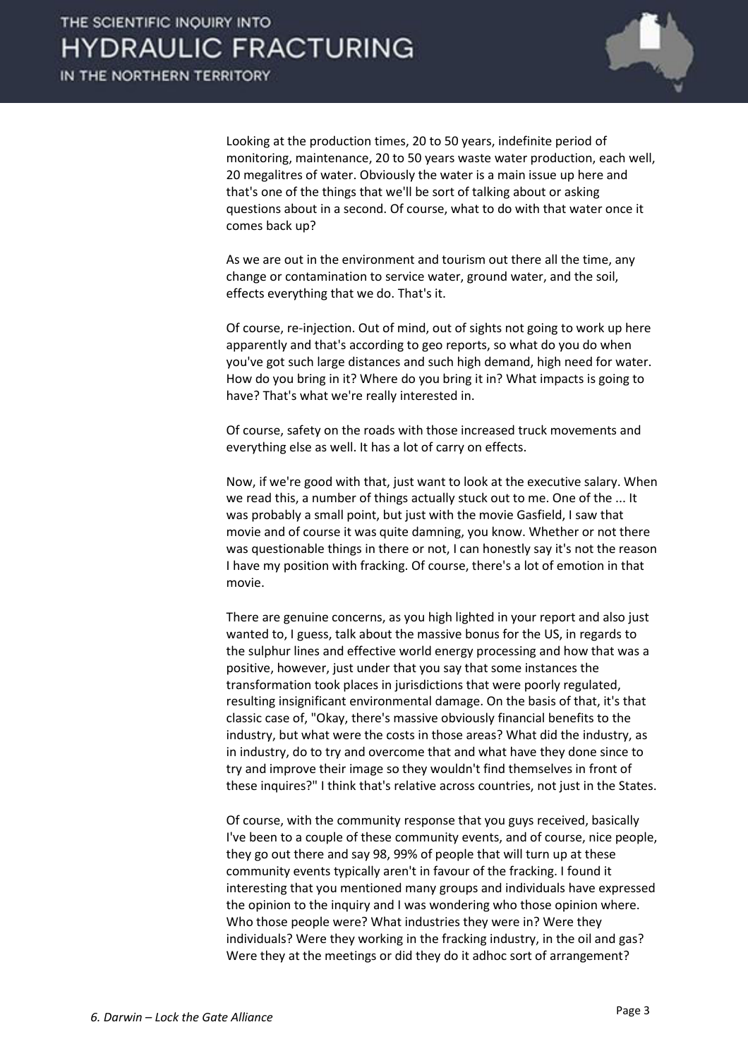Looking at the production times, 20 to 50 years, indefinite period of monitoring, maintenance, 20 to 50 years waste water production, each well, 20 megalitres of water. Obviously the water is a main issue up here and that's one of the things that we'll be sort of talking about or asking questions about in a second. Of course, what to do with that water once it comes back up?

As we are out in the environment and tourism out there all the time, any change or contamination to service water, ground water, and the soil, effects everything that we do. That's it.

Of course, re-injection. Out of mind, out of sights not going to work up here apparently and that's according to geo reports, so what do you do when you've got such large distances and such high demand, high need for water. How do you bring in it? Where do you bring it in? What impacts is going to have? That's what we're really interested in.

Of course, safety on the roads with those increased truck movements and everything else as well. It has a lot of carry on effects.

Now, if we're good with that, just want to look at the executive salary. When we read this, a number of things actually stuck out to me. One of the ... It was probably a small point, but just with the movie Gasfield, I saw that movie and of course it was quite damning, you know. Whether or not there was questionable things in there or not, I can honestly say it's not the reason I have my position with fracking. Of course, there's a lot of emotion in that movie.

There are genuine concerns, as you high lighted in your report and also just wanted to, I guess, talk about the massive bonus for the US, in regards to the sulphur lines and effective world energy processing and how that was a positive, however, just under that you say that some instances the transformation took places in jurisdictions that were poorly regulated, resulting insignificant environmental damage. On the basis of that, it's that classic case of, "Okay, there's massive obviously financial benefits to the industry, but what were the costs in those areas? What did the industry, as in industry, do to try and overcome that and what have they done since to try and improve their image so they wouldn't find themselves in front of these inquires?" I think that's relative across countries, not just in the States.

Of course, with the community response that you guys received, basically I've been to a couple of these community events, and of course, nice people, they go out there and say 98, 99% of people that will turn up at these community events typically aren't in favour of the fracking. I found it interesting that you mentioned many groups and individuals have expressed the opinion to the inquiry and I was wondering who those opinion where. Who those people were? What industries they were in? Were they individuals? Were they working in the fracking industry, in the oil and gas? Were they at the meetings or did they do it adhoc sort of arrangement?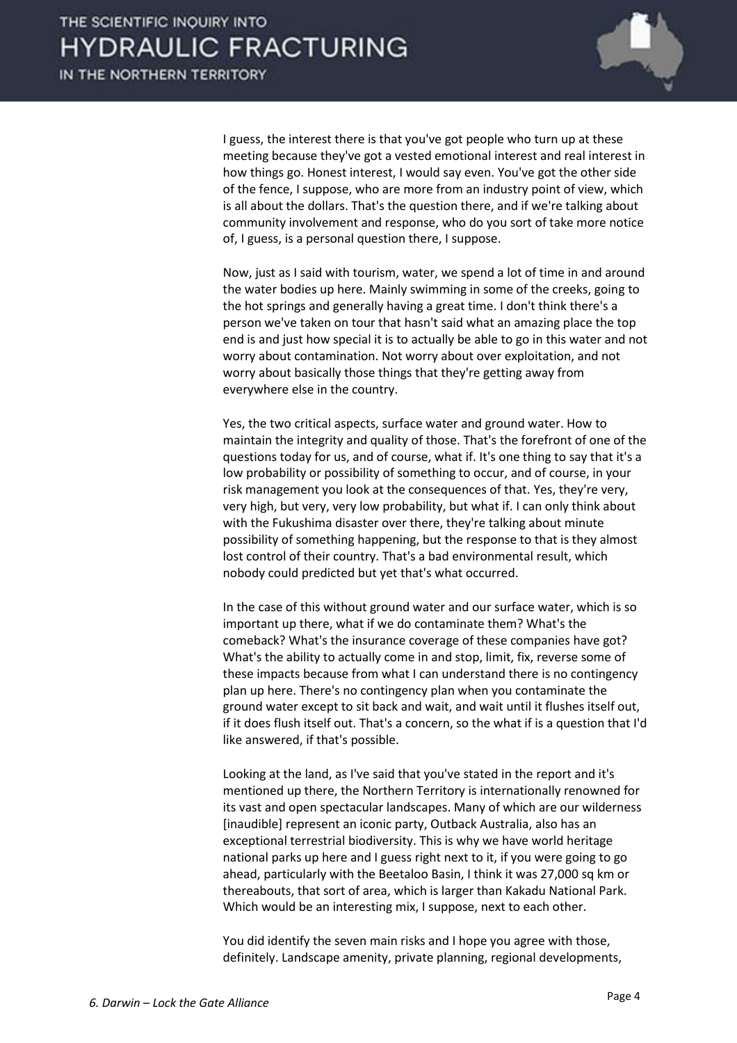I guess, the interest there is that you've got people who turn up at these meeting because they've got a vested emotional interest and real interest in how things go. Honest interest, I would say even. You've got the other side of the fence, I suppose, who are more from an industry point of view, which is all about the dollars. That's the question there, and if we're talking about community involvement and response, who do you sort of take more notice of, I guess, is a personal question there, I suppose.

Now, just as I said with tourism, water, we spend a lot of time in and around the water bodies up here. Mainly swimming in some of the creeks, going to the hot springs and generally having a great time. I don't think there's a person we've taken on tour that hasn't said what an amazing place the top end is and just how special it is to actually be able to go in this water and not worry about contamination. Not worry about over exploitation, and not worry about basically those things that they're getting away from everywhere else in the country.

Yes, the two critical aspects, surface water and ground water. How to maintain the integrity and quality of those. That's the forefront of one of the questions today for us, and of course, what if. It's one thing to say that it's a low probability or possibility of something to occur, and of course, in your risk management you look at the consequences of that. Yes, they're very, very high, but very, very low probability, but what if. I can only think about with the Fukushima disaster over there, they're talking about minute possibility of something happening, but the response to that is they almost lost control of their country. That's a bad environmental result, which nobody could predicted but yet that's what occurred.

In the case of this without ground water and our surface water, which is so important up there, what if we do contaminate them? What's the comeback? What's the insurance coverage of these companies have got? What's the ability to actually come in and stop, limit, fix, reverse some of these impacts because from what I can understand there is no contingency plan up here. There's no contingency plan when you contaminate the ground water except to sit back and wait, and wait until it flushes itself out, if it does flush itself out. That's a concern, so the what if is a question that I'd like answered, if that's possible.

Looking at the land, as I've said that you've stated in the report and it's mentioned up there, the Northern Territory is internationally renowned for its vast and open spectacular landscapes. Many of which are our wilderness [inaudible] represent an iconic party, Outback Australia, also has an exceptional terrestrial biodiversity. This is why we have world heritage national parks up here and I guess right next to it, if you were going to go ahead, particularly with the Beetaloo Basin, I think it was 27,000 sq km or thereabouts, that sort of area, which is larger than Kakadu National Park. Which would be an interesting mix, I suppose, next to each other.

You did identify the seven main risks and I hope you agree with those, definitely. Landscape amenity, private planning, regional developments,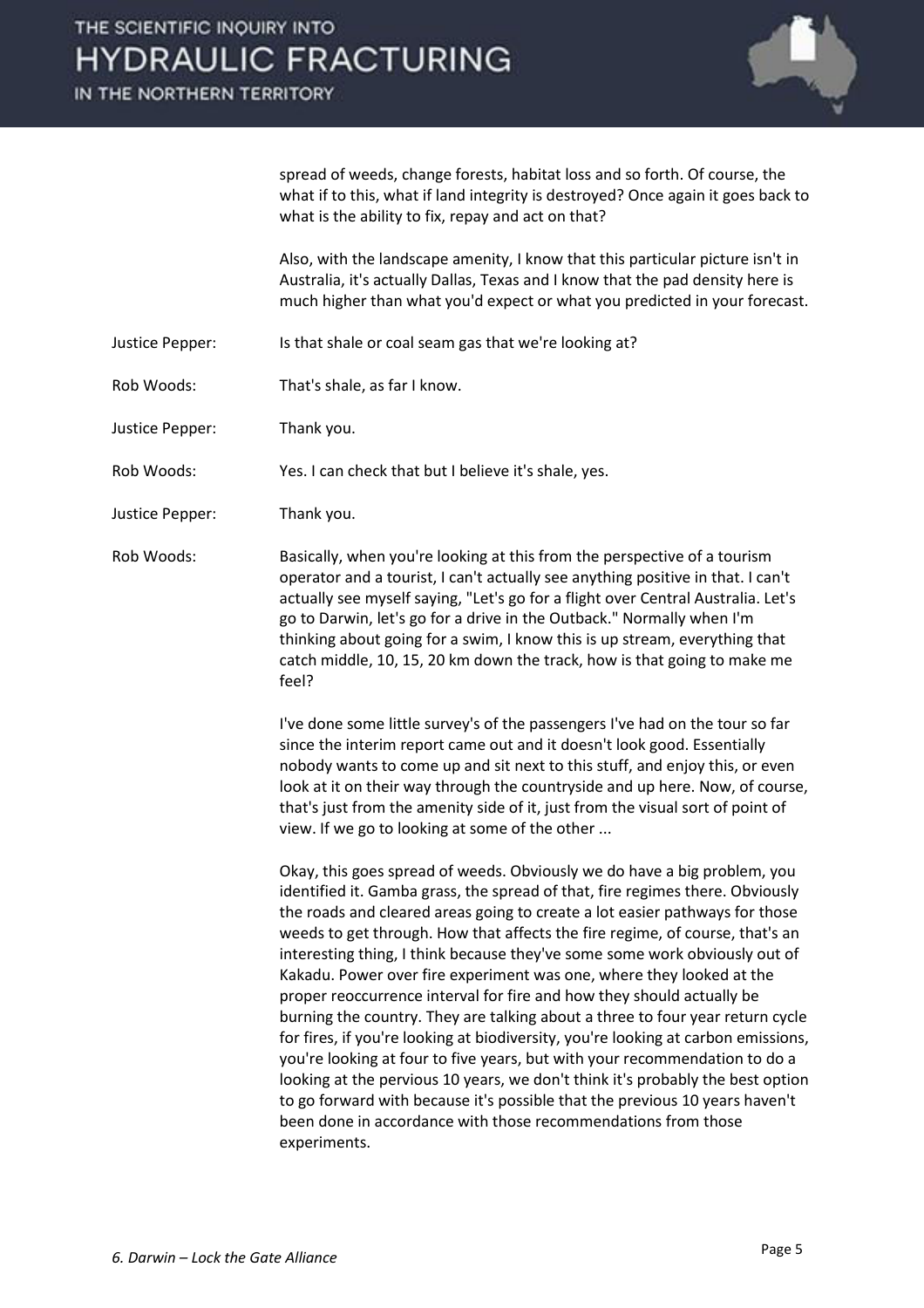spread of weeds, change forests, habitat loss and so forth. Of course, the what if to this, what if land integrity is destroyed? Once again it goes back to what is the ability to fix, repay and act on that?

Also, with the landscape amenity, I know that this particular picture isn't in Australia, it's actually Dallas, Texas and I know that the pad density here is much higher than what you'd expect or what you predicted in your forecast.

Justice Pepper: Is that shale or coal seam gas that we're looking at?

Rob Woods: That's shale, as far I know.

Justice Pepper: Thank you.

Rob Woods: Yes. I can check that but I believe it's shale, yes.

Justice Pepper: Thank you.

Rob Woods: Basically, when you're looking at this from the perspective of a tourism operator and a tourist, I can't actually see anything positive in that. I can't actually see myself saying, "Let's go for a flight over Central Australia. Let's go to Darwin, let's go for a drive in the Outback." Normally when I'm thinking about going for a swim, I know this is up stream, everything that catch middle, 10, 15, 20 km down the track, how is that going to make me feel?

I've done some little survey's of the passengers I've had on the tour so far since the interim report came out and it doesn't look good. Essentially nobody wants to come up and sit next to this stuff, and enjoy this, or even look at it on their way through the countryside and up here. Now, of course, that's just from the amenity side of it, just from the visual sort of point of view. If we go to looking at some of the other ...

Okay, this goes spread of weeds. Obviously we do have a big problem, you identified it. Gamba grass, the spread of that, fire regimes there. Obviously the roads and cleared areas going to create a lot easier pathways for those weeds to get through. How that affects the fire regime, of course, that's an interesting thing, I think because they've some some work obviously out of Kakadu. Power over fire experiment was one, where they looked at the proper reoccurrence interval for fire and how they should actually be burning the country. They are talking about a three to four year return cycle for fires, if you're looking at biodiversity, you're looking at carbon emissions, you're looking at four to five years, but with your recommendation to do a looking at the pervious 10 years, we don't think it's probably the best option to go forward with because it's possible that the previous 10 years haven't been done in accordance with those recommendations from those experiments.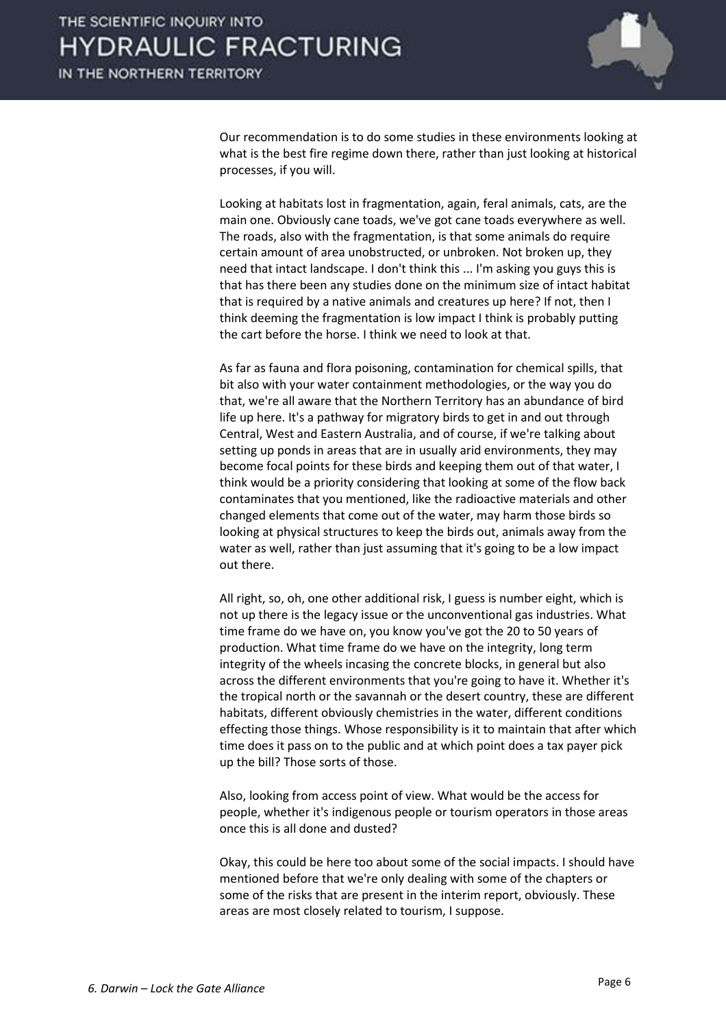Our recommendation is to do some studies in these environments looking at what is the best fire regime down there, rather than just looking at historical processes, if you will.

Looking at habitats lost in fragmentation, again, feral animals, cats, are the main one. Obviously cane toads, we've got cane toads everywhere as well. The roads, also with the fragmentation, is that some animals do require certain amount of area unobstructed, or unbroken. Not broken up, they need that intact landscape. I don't think this ... I'm asking you guys this is that has there been any studies done on the minimum size of intact habitat that is required by a native animals and creatures up here? If not, then I think deeming the fragmentation is low impact I think is probably putting the cart before the horse. I think we need to look at that.

As far as fauna and flora poisoning, contamination for chemical spills, that bit also with your water containment methodologies, or the way you do that, we're all aware that the Northern Territory has an abundance of bird life up here. It's a pathway for migratory birds to get in and out through Central, West and Eastern Australia, and of course, if we're talking about setting up ponds in areas that are in usually arid environments, they may become focal points for these birds and keeping them out of that water, I think would be a priority considering that looking at some of the flow back contaminates that you mentioned, like the radioactive materials and other changed elements that come out of the water, may harm those birds so looking at physical structures to keep the birds out, animals away from the water as well, rather than just assuming that it's going to be a low impact out there.

All right, so, oh, one other additional risk, I guess is number eight, which is not up there is the legacy issue or the unconventional gas industries. What time frame do we have on, you know you've got the 20 to 50 years of production. What time frame do we have on the integrity, long term integrity of the wheels incasing the concrete blocks, in general but also across the different environments that you're going to have it. Whether it's the tropical north or the savannah or the desert country, these are different habitats, different obviously chemistries in the water, different conditions effecting those things. Whose responsibility is it to maintain that after which time does it pass on to the public and at which point does a tax payer pick up the bill? Those sorts of those.

Also, looking from access point of view. What would be the access for people, whether it's indigenous people or tourism operators in those areas once this is all done and dusted?

Okay, this could be here too about some of the social impacts. I should have mentioned before that we're only dealing with some of the chapters or some of the risks that are present in the interim report, obviously. These areas are most closely related to tourism, I suppose.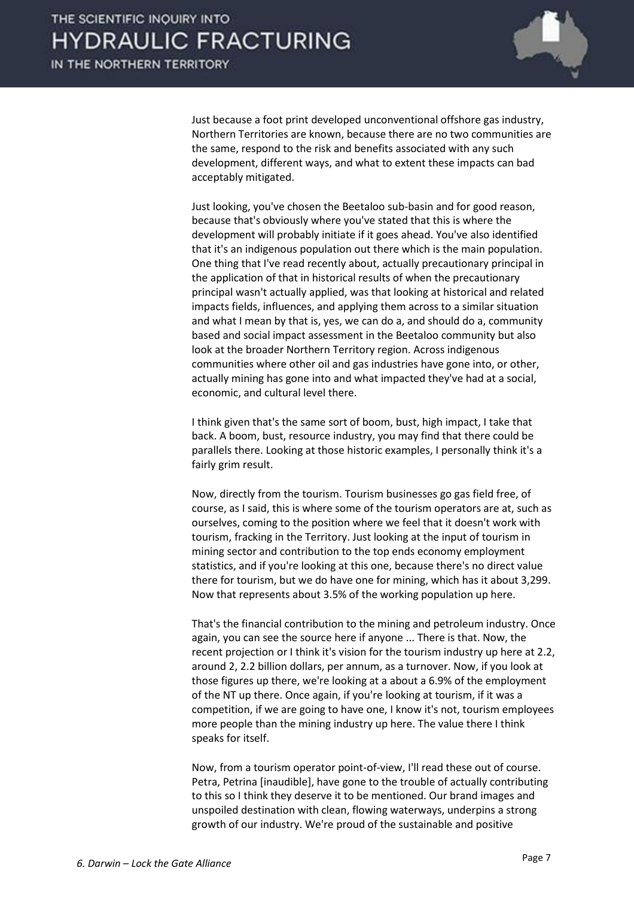Just because a foot print developed unconventional offshore gas industry, Northern Territories are known, because there are no two communities are the same, respond to the risk and benefits associated with any such development, different ways, and what to extent these impacts can bad acceptably mitigated.

Just looking, you've chosen the Beetaloo sub-basin and for good reason, because that's obviously where you've stated that this is where the development will probably initiate if it goes ahead. You've also identified that it's an indigenous population out there which is the main population. One thing that I've read recently about, actually precautionary principal in the application of that in historical results of when the precautionary principal wasn't actually applied, was that looking at historical and related impacts fields, influences, and applying them across to a similar situation and what I mean by that is, yes, we can do a, and should do a, community based and social impact assessment in the Beetaloo community but also look at the broader Northern Territory region. Across indigenous communities where other oil and gas industries have gone into, or other, actually mining has gone into and what impacted they've had at a social, economic, and cultural level there.

I think given that's the same sort of boom, bust, high impact, I take that back. A boom, bust, resource industry, you may find that there could be parallels there. Looking at those historic examples, I personally think it's a fairly grim result.

Now, directly from the tourism. Tourism businesses go gas field free, of course, as I said, this is where some of the tourism operators are at, such as ourselves, coming to the position where we feel that it doesn't work with tourism, fracking in the Territory. Just looking at the input of tourism in mining sector and contribution to the top ends economy employment statistics, and if you're looking at this one, because there's no direct value there for tourism, but we do have one for mining, which has it about 3,299. Now that represents about 3.5% of the working population up here.

That's the financial contribution to the mining and petroleum industry. Once again, you can see the source here if anyone ... There is that. Now, the recent projection or I think it's vision for the tourism industry up here at 2.2, around 2, 2.2 billion dollars, per annum, as a turnover. Now, if you look at those figures up there, we're looking at a about a 6.9% of the employment of the NT up there. Once again, if you're looking at tourism, if it was a competition, if we are going to have one, I know it's not, tourism employees more people than the mining industry up here. The value there I think speaks for itself.

Now, from a tourism operator point-of-view, I'll read these out of course. Petra, Petrina [inaudible], have gone to the trouble of actually contributing to this so I think they deserve it to be mentioned. Our brand images and unspoiled destination with clean, flowing waterways, underpins a strong growth of our industry. We're proud of the sustainable and positive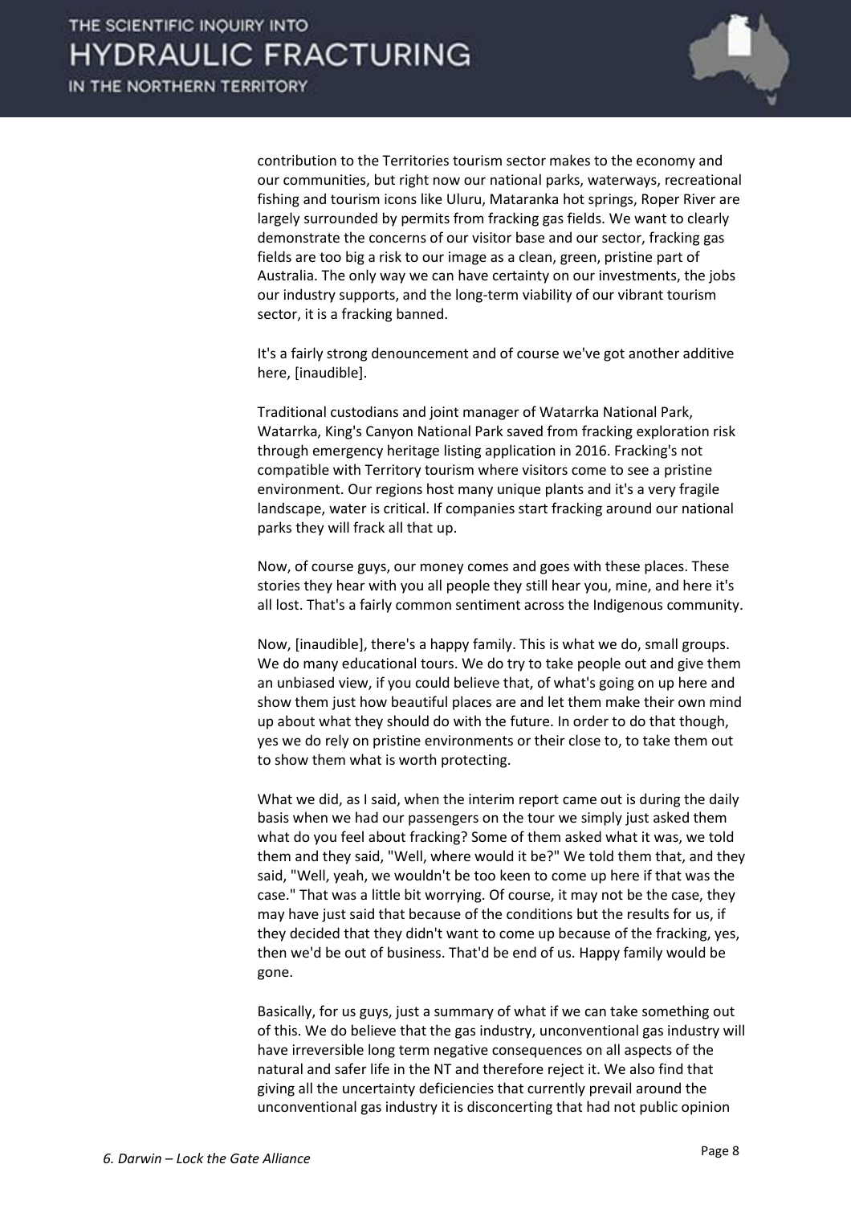contribution to the Territories tourism sector makes to the economy and our communities, but right now our national parks, waterways, recreational fishing and tourism icons like Uluru, Mataranka hot springs, Roper River are largely surrounded by permits from fracking gas fields. We want to clearly demonstrate the concerns of our visitor base and our sector, fracking gas fields are too big a risk to our image as a clean, green, pristine part of Australia. The only way we can have certainty on our investments, the jobs our industry supports, and the long-term viability of our vibrant tourism sector, it is a fracking banned.

It's a fairly strong denouncement and of course we've got another additive here, [inaudible].

Traditional custodians and joint manager of Watarrka National Park, Watarrka, King's Canyon National Park saved from fracking exploration risk through emergency heritage listing application in 2016. Fracking's not compatible with Territory tourism where visitors come to see a pristine environment. Our regions host many unique plants and it's a very fragile landscape, water is critical. If companies start fracking around our national parks they will frack all that up.

Now, of course guys, our money comes and goes with these places. These stories they hear with you all people they still hear you, mine, and here it's all lost. That's a fairly common sentiment across the Indigenous community.

Now, [inaudible], there's a happy family. This is what we do, small groups. We do many educational tours. We do try to take people out and give them an unbiased view, if you could believe that, of what's going on up here and show them just how beautiful places are and let them make their own mind up about what they should do with the future. In order to do that though, yes we do rely on pristine environments or their close to, to take them out to show them what is worth protecting.

What we did, as I said, when the interim report came out is during the daily basis when we had our passengers on the tour we simply just asked them what do you feel about fracking? Some of them asked what it was, we told them and they said, "Well, where would it be?" We told them that, and they said, "Well, yeah, we wouldn't be too keen to come up here if that was the case." That was a little bit worrying. Of course, it may not be the case, they may have just said that because of the conditions but the results for us, if they decided that they didn't want to come up because of the fracking, yes, then we'd be out of business. That'd be end of us. Happy family would be gone.

Basically, for us guys, just a summary of what if we can take something out of this. We do believe that the gas industry, unconventional gas industry will have irreversible long term negative consequences on all aspects of the natural and safer life in the NT and therefore reject it. We also find that giving all the uncertainty deficiencies that currently prevail around the unconventional gas industry it is disconcerting that had not public opinion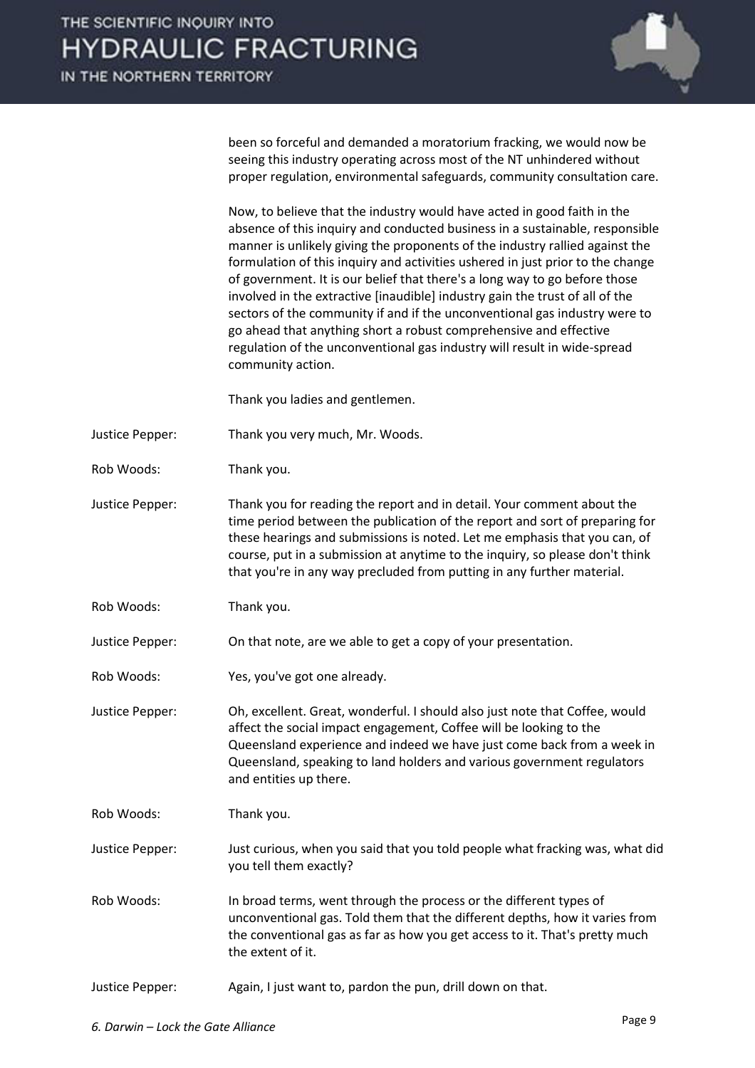been so forceful and demanded a moratorium fracking, we would now be seeing this industry operating across most of the NT unhindered without proper regulation, environmental safeguards, community consultation care.

Now, to believe that the industry would have acted in good faith in the absence of this inquiry and conducted business in a sustainable, responsible manner is unlikely giving the proponents of the industry rallied against the formulation of this inquiry and activities ushered in just prior to the change of government. It is our belief that there's a long way to go before those involved in the extractive [inaudible] industry gain the trust of all of the sectors of the community if and if the unconventional gas industry were to go ahead that anything short a robust comprehensive and effective regulation of the unconventional gas industry will result in wide-spread community action.

Thank you ladies and gentlemen.

Justice Pepper: Thank you very much, Mr. Woods.

Rob Woods: Thank you.

Justice Pepper: Thank you for reading the report and in detail. Your comment about the time period between the publication of the report and sort of preparing for these hearings and submissions is noted. Let me emphasis that you can, of course, put in a submission at anytime to the inquiry, so please don't think that you're in any way precluded from putting in any further material.

Rob Woods: Thank you.

Justice Pepper: On that note, are we able to get a copy of your presentation.

Rob Woods: Yes, you've got one already.

Justice Pepper: Oh, excellent. Great, wonderful. I should also just note that Coffee, would affect the social impact engagement, Coffee will be looking to the Queensland experience and indeed we have just come back from a week in Queensland, speaking to land holders and various government regulators and entities up there.

Rob Woods: Thank you.

Justice Pepper: Just curious, when you said that you told people what fracking was, what did you tell them exactly?

Rob Woods: In broad terms, went through the process or the different types of unconventional gas. Told them that the different depths, how it varies from the conventional gas as far as how you get access to it. That's pretty much the extent of it.

Justice Pepper: Again, I just want to, pardon the pun, drill down on that.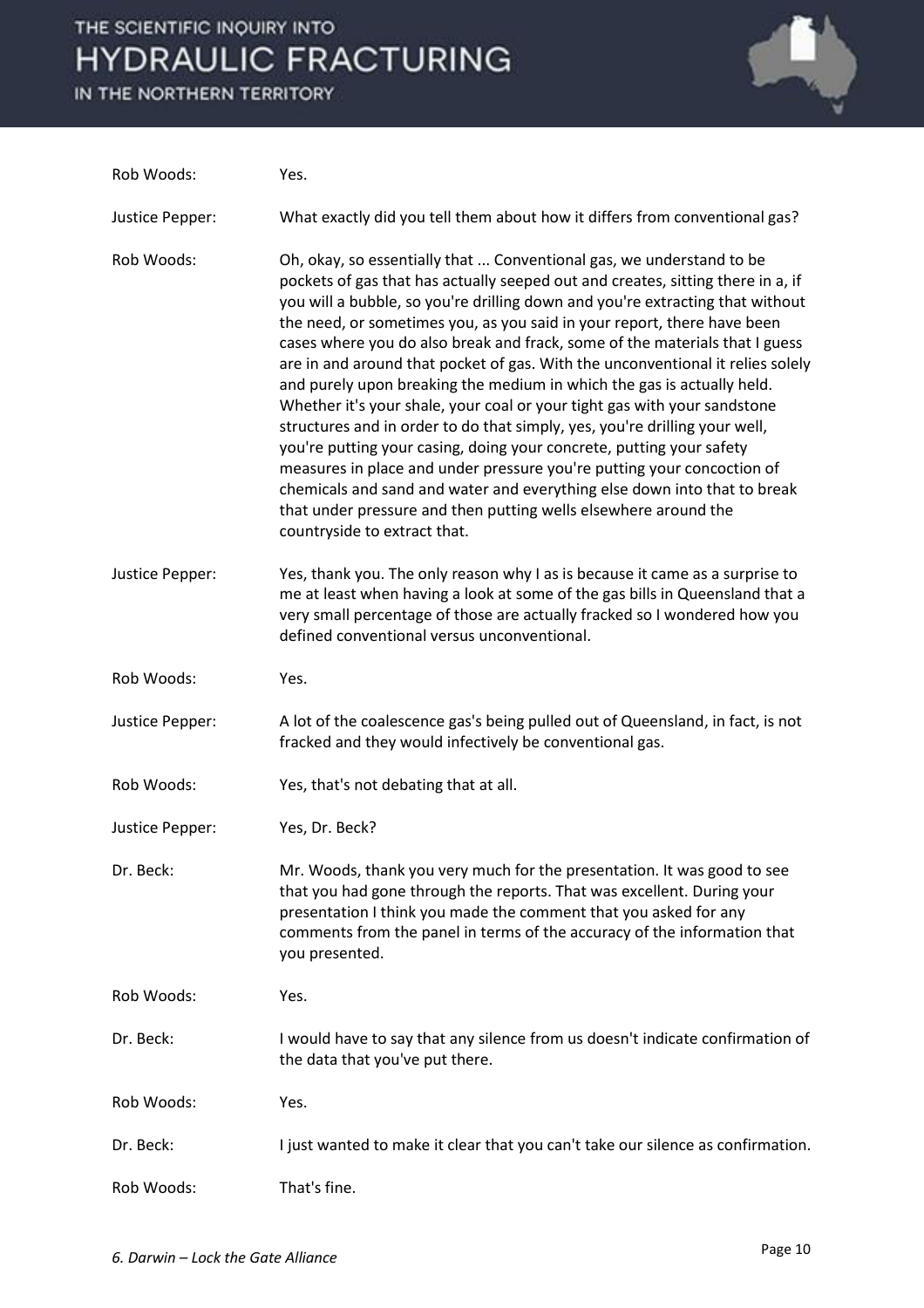Rob Woods: Yes.

Justice Pepper: What exactly did you tell them about how it differs from conventional gas?

Rob Woods: Oh, okay, so essentially that ... Conventional gas, we understand to be pockets of gas that has actually seeped out and creates, sitting there in a, if you will a bubble, so you're drilling down and you're extracting that without the need, or sometimes you, as you said in your report, there have been cases where you do also break and frack, some of the materials that I guess are in and around that pocket of gas. With the unconventional it relies solely and purely upon breaking the medium in which the gas is actually held. Whether it's your shale, your coal or your tight gas with your sandstone structures and in order to do that simply, yes, you're drilling your well, you're putting your casing, doing your concrete, putting your safety measures in place and under pressure you're putting your concoction of chemicals and sand and water and everything else down into that to break that under pressure and then putting wells elsewhere around the countryside to extract that.

Justice Pepper: Yes, thank you. The only reason why I as is because it came as a surprise to me at least when having a look at some of the gas bills in Queensland that a very small percentage of those are actually fracked so I wondered how you defined conventional versus unconventional.

Rob Woods: Yes.

Justice Pepper: A lot of the coalescence gas's being pulled out of Queensland, in fact, is not fracked and they would infectively be conventional gas.

Rob Woods: Yes, that's not debating that at all.

Justice Pepper: Yes, Dr. Beck?

Dr. Beck: Mr. Woods, thank you very much for the presentation. It was good to see that you had gone through the reports. That was excellent. During your presentation I think you made the comment that you asked for any comments from the panel in terms of the accuracy of the information that you presented.

Rob Woods: Yes.

Dr. Beck: I would have to say that any silence from us doesn't indicate confirmation of the data that you've put there.

Rob Woods: Yes.

Dr. Beck: I just wanted to make it clear that you can't take our silence as confirmation.

Rob Woods: That's fine.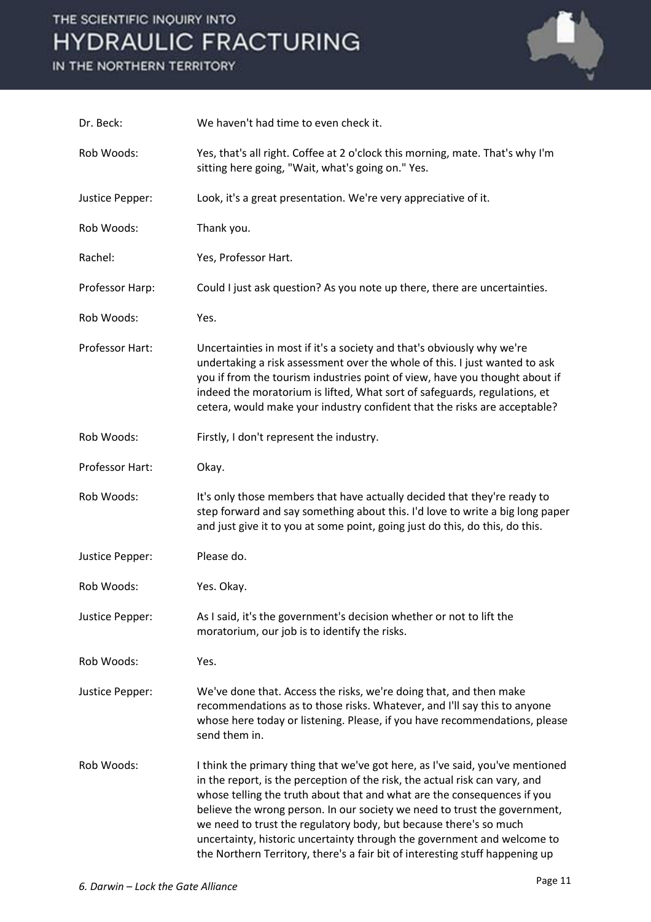Dr. Beck: We haven't had time to even check it.

Rob Woods: Yes, that's all right. Coffee at 2 o'clock this morning, mate. That's why I'm sitting here going, "Wait, what's going on." Yes.

Justice Pepper: Look, it's a great presentation. We're very appreciative of it.

Rob Woods: Thank you.

Rachel: Yes, Professor Hart.

Professor Harp: Could I just ask question? As you note up there, there are uncertainties.

Rob Woods: Yes.

Professor Hart: Uncertainties in most if it's a society and that's obviously why we're undertaking a risk assessment over the whole of this. I just wanted to ask you if from the tourism industries point of view, have you thought about if indeed the moratorium is lifted, What sort of safeguards, regulations, et cetera, would make your industry confident that the risks are acceptable?

Rob Woods: Firstly, I don't represent the industry.

Professor Hart: Okay.

Rob Woods: It's only those members that have actually decided that they're ready to step forward and say something about this. I'd love to write a big long paper and just give it to you at some point, going just do this, do this, do this.

Justice Pepper: Please do.

Rob Woods: Yes. Okay.

Justice Pepper: As I said, it's the government's decision whether or not to lift the moratorium, our job is to identify the risks.

Rob Woods: Yes.

Justice Pepper: We've done that. Access the risks, we're doing that, and then make recommendations as to those risks. Whatever, and I'll say this to anyone whose here today or listening. Please, if you have recommendations, please send them in.

Rob Woods: I think the primary thing that we've got here, as I've said, you've mentioned in the report, is the perception of the risk, the actual risk can vary, and whose telling the truth about that and what are the consequences if you believe the wrong person. In our society we need to trust the government, we need to trust the regulatory body, but because there's so much uncertainty, historic uncertainty through the government and welcome to the Northern Territory, there's a fair bit of interesting stuff happening up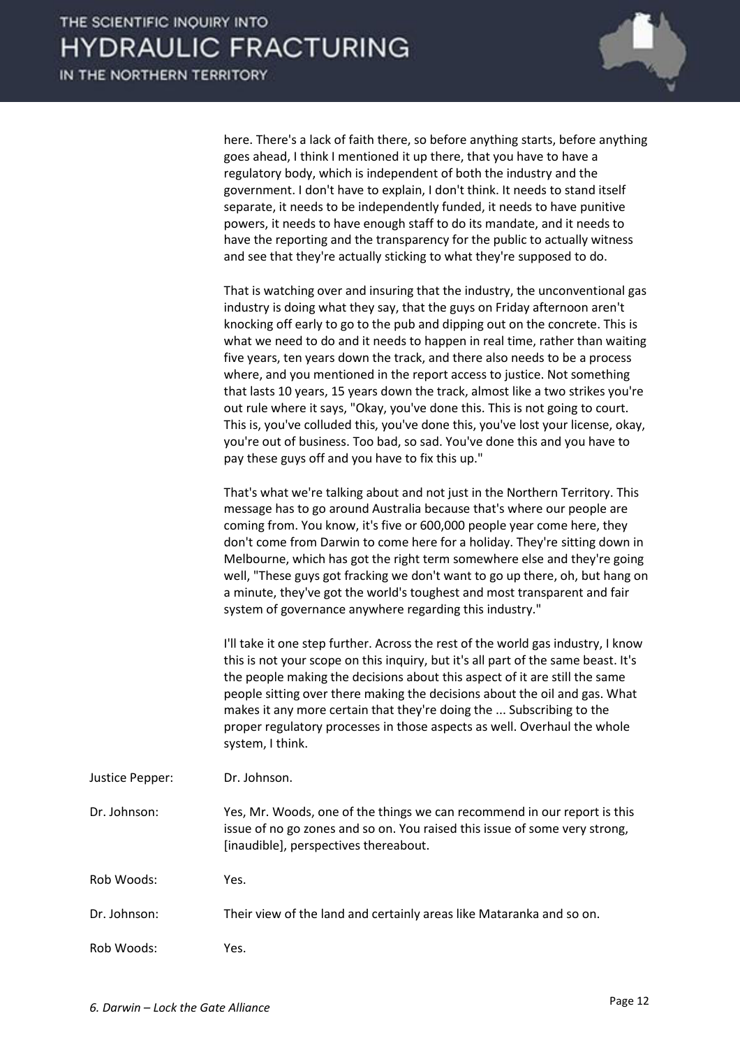here. There's a lack of faith there, so before anything starts, before anything goes ahead, I think I mentioned it up there, that you have to have a regulatory body, which is independent of both the industry and the government. I don't have to explain, I don't think. It needs to stand itself separate, it needs to be independently funded, it needs to have punitive powers, it needs to have enough staff to do its mandate, and it needs to have the reporting and the transparency for the public to actually witness and see that they're actually sticking to what they're supposed to do.

That is watching over and insuring that the industry, the unconventional gas industry is doing what they say, that the guys on Friday afternoon aren't knocking off early to go to the pub and dipping out on the concrete. This is what we need to do and it needs to happen in real time, rather than waiting five years, ten years down the track, and there also needs to be a process where, and you mentioned in the report access to justice. Not something that lasts 10 years, 15 years down the track, almost like a two strikes you're out rule where it says, "Okay, you've done this. This is not going to court. This is, you've colluded this, you've done this, you've lost your license, okay, you're out of business. Too bad, so sad. You've done this and you have to pay these guys off and you have to fix this up."

That's what we're talking about and not just in the Northern Territory. This message has to go around Australia because that's where our people are coming from. You know, it's five or 600,000 people year come here, they don't come from Darwin to come here for a holiday. They're sitting down in Melbourne, which has got the right term somewhere else and they're going well, "These guys got fracking we don't want to go up there, oh, but hang on a minute, they've got the world's toughest and most transparent and fair system of governance anywhere regarding this industry."

I'll take it one step further. Across the rest of the world gas industry, I know this is not your scope on this inquiry, but it's all part of the same beast. It's the people making the decisions about this aspect of it are still the same people sitting over there making the decisions about the oil and gas. What makes it any more certain that they're doing the ... Subscribing to the proper regulatory processes in those aspects as well. Overhaul the whole system, I think.

Justice Pepper: Dr. Johnson.

Dr. Johnson: Yes, Mr. Woods, one of the things we can recommend in our report is this issue of no go zones and so on. You raised this issue of some very strong, [inaudible], perspectives thereabout.

Rob Woods: Yes.

Dr. Johnson: Their view of the land and certainly areas like Mataranka and so on.

Rob Woods: Yes.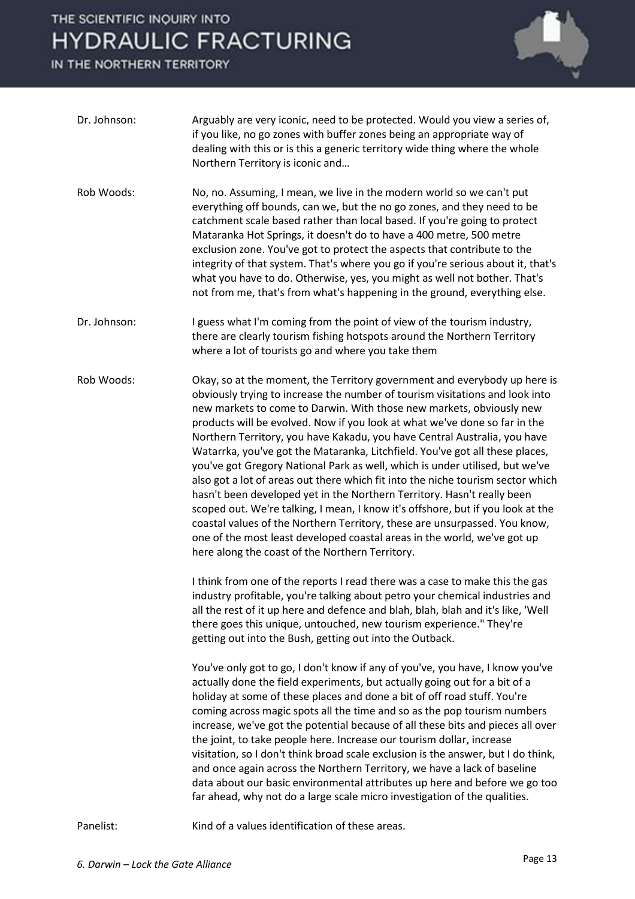Dr. Johnson: Arguably are very iconic, need to be protected. Would you view a series of, if you like, no go zones with buffer zones being an appropriate way of dealing with this or is this a generic territory wide thing where the whole Northern Territory is iconic and…

Rob Woods: No, no. Assuming, I mean, we live in the modern world so we can't put everything off bounds, can we, but the no go zones, and they need to be catchment scale based rather than local based. If you're going to protect Mataranka Hot Springs, it doesn't do to have a 400 metre, 500 metre exclusion zone. You've got to protect the aspects that contribute to the integrity of that system. That's where you go if you're serious about it, that's what you have to do. Otherwise, yes, you might as well not bother. That's not from me, that's from what's happening in the ground, everything else.

Dr. Johnson: I guess what I'm coming from the point of view of the tourism industry, there are clearly tourism fishing hotspots around the Northern Territory where a lot of tourists go and where you take them

Rob Woods: Okay, so at the moment, the Territory government and everybody up here is obviously trying to increase the number of tourism visitations and look into new markets to come to Darwin. With those new markets, obviously new products will be evolved. Now if you look at what we've done so far in the Northern Territory, you have Kakadu, you have Central Australia, you have Watarrka, you've got the Mataranka, Litchfield. You've got all these places, you've got Gregory National Park as well, which is under utilised, but we've also got a lot of areas out there which fit into the niche tourism sector which hasn't been developed yet in the Northern Territory. Hasn't really been scoped out. We're talking, I mean, I know it's offshore, but if you look at the coastal values of the Northern Territory, these are unsurpassed. You know, one of the most least developed coastal areas in the world, we've got up here along the coast of the Northern Territory.

I think from one of the reports I read there was a case to make this the gas industry profitable, you're talking about petro your chemical industries and all the rest of it up here and defence and blah, blah, blah and it's like, 'Well there goes this unique, untouched, new tourism experience." They're getting out into the Bush, getting out into the Outback.

You've only got to go, I don't know if any of you've, you have, I know you've actually done the field experiments, but actually going out for a bit of a holiday at some of these places and done a bit of off road stuff. You're coming across magic spots all the time and so as the pop tourism numbers increase, we've got the potential because of all these bits and pieces all over the joint, to take people here. Increase our tourism dollar, increase visitation, so I don't think broad scale exclusion is the answer, but I do think, and once again across the Northern Territory, we have a lack of baseline data about our basic environmental attributes up here and before we go too far ahead, why not do a large scale micro investigation of the qualities.

Panelist: Kind of a values identification of these areas.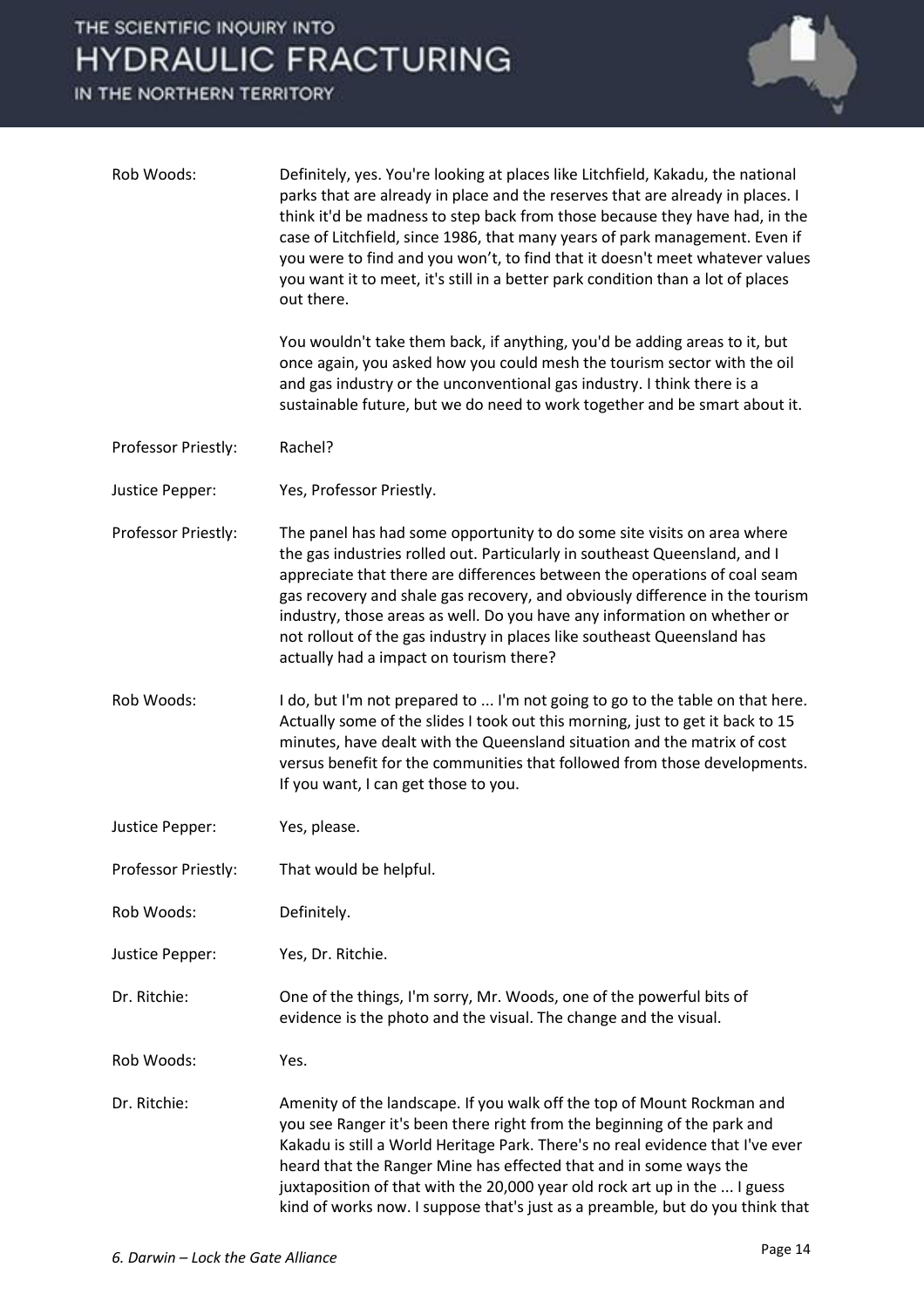Rob Woods: Definitely, yes. You're looking at places like Litchfield, Kakadu, the national parks that are already in place and the reserves that are already in places. I think it'd be madness to step back from those because they have had, in the case of Litchfield, since 1986, that many years of park management. Even if you were to find and you won't, to find that it doesn't meet whatever values you want it to meet, it's still in a better park condition than a lot of places out there.

You wouldn't take them back, if anything, you'd be adding areas to it, but once again, you asked how you could mesh the tourism sector with the oil and gas industry or the unconventional gas industry. I think there is a sustainable future, but we do need to work together and be smart about it.

Professor Priestly: Rachel?

Justice Pepper: Yes, Professor Priestly.

Professor Priestly: The panel has had some opportunity to do some site visits on area where the gas industries rolled out. Particularly in southeast Queensland, and I appreciate that there are differences between the operations of coal seam gas recovery and shale gas recovery, and obviously difference in the tourism industry, those areas as well. Do you have any information on whether or not rollout of the gas industry in places like southeast Queensland has actually had a impact on tourism there?

Rob Woods: I do, but I'm not prepared to ... I'm not going to go to the table on that here. Actually some of the slides I took out this morning, just to get it back to 15 minutes, have dealt with the Queensland situation and the matrix of cost versus benefit for the communities that followed from those developments. If you want, I can get those to you.

Justice Pepper: Yes, please.

Professor Priestly: That would be helpful.

Rob Woods: Definitely.

Justice Pepper: Yes, Dr. Ritchie.

Dr. Ritchie: One of the things, I'm sorry, Mr. Woods, one of the powerful bits of evidence is the photo and the visual. The change and the visual.

Rob Woods: Yes.

Dr. Ritchie: Amenity of the landscape. If you walk off the top of Mount Rockman and you see Ranger it's been there right from the beginning of the park and Kakadu is still a World Heritage Park. There's no real evidence that I've ever heard that the Ranger Mine has effected that and in some ways the juxtaposition of that with the 20,000 year old rock art up in the ... I guess kind of works now. I suppose that's just as a preamble, but do you think that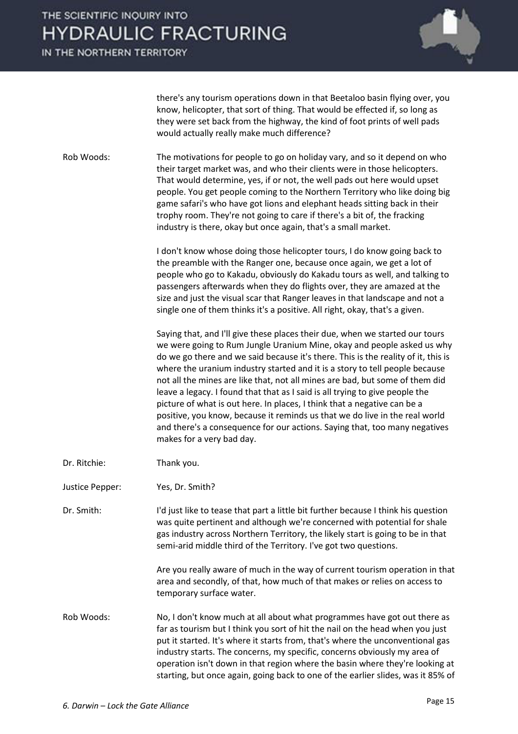there's any tourism operations down in that Beetaloo basin flying over, you know, helicopter, that sort of thing. That would be effected if, so long as they were set back from the highway, the kind of foot prints of well pads would actually really make much difference?

Rob Woods: The motivations for people to go on holiday vary, and so it depend on who their target market was, and who their clients were in those helicopters. That would determine, yes, if or not, the well pads out here would upset people. You get people coming to the Northern Territory who like doing big game safari's who have got lions and elephant heads sitting back in their trophy room. They're not going to care if there's a bit of, the fracking industry is there, okay but once again, that's a small market.

I don't know whose doing those helicopter tours, I do know going back to the preamble with the Ranger one, because once again, we get a lot of people who go to Kakadu, obviously do Kakadu tours as well, and talking to passengers afterwards when they do flights over, they are amazed at the size and just the visual scar that Ranger leaves in that landscape and not a single one of them thinks it's a positive. All right, okay, that's a given.

Saying that, and I'll give these places their due, when we started our tours we were going to Rum Jungle Uranium Mine, okay and people asked us why do we go there and we said because it's there. This is the reality of it, this is where the uranium industry started and it is a story to tell people because not all the mines are like that, not all mines are bad, but some of them did leave a legacy. I found that that as I said is all trying to give people the picture of what is out here. In places, I think that a negative can be a positive, you know, because it reminds us that we do live in the real world and there's a consequence for our actions. Saying that, too many negatives makes for a very bad day.

Dr. Ritchie: Thank you.

Justice Pepper: Yes, Dr. Smith?

Dr. Smith: I'd just like to tease that part a little bit further because I think his question was quite pertinent and although we're concerned with potential for shale gas industry across Northern Territory, the likely start is going to be in that semi-arid middle third of the Territory. I've got two questions.

Are you really aware of much in the way of current tourism operation in that area and secondly, of that, how much of that makes or relies on access to temporary surface water.

Rob Woods: No, I don't know much at all about what programmes have got out there as far as tourism but I think you sort of hit the nail on the head when you just put it started. It's where it starts from, that's where the unconventional gas industry starts. The concerns, my specific, concerns obviously my area of operation isn't down in that region where the basin where they're looking at starting, but once again, going back to one of the earlier slides, was it 85% of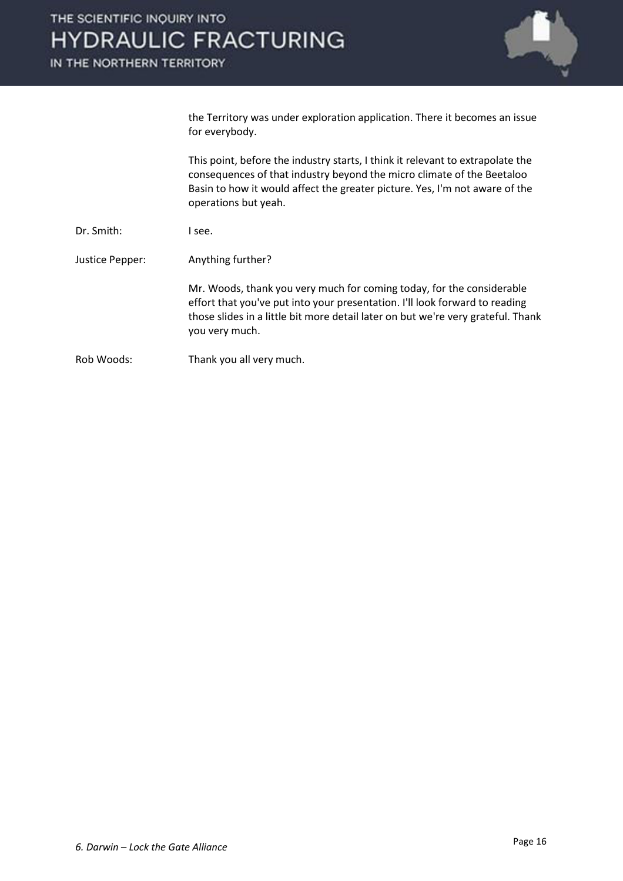the Territory was under exploration application. There it becomes an issue for everybody.

This point, before the industry starts, I think it relevant to extrapolate the consequences of that industry beyond the micro climate of the Beetaloo Basin to how it would affect the greater picture. Yes, I'm not aware of the operations but yeah.

Dr. Smith: I see.

Justice Pepper: Anything further?

Mr. Woods, thank you very much for coming today, for the considerable effort that you've put into your presentation. I'll look forward to reading those slides in a little bit more detail later on but we're very grateful. Thank you very much.

Rob Woods: Thank you all very much.